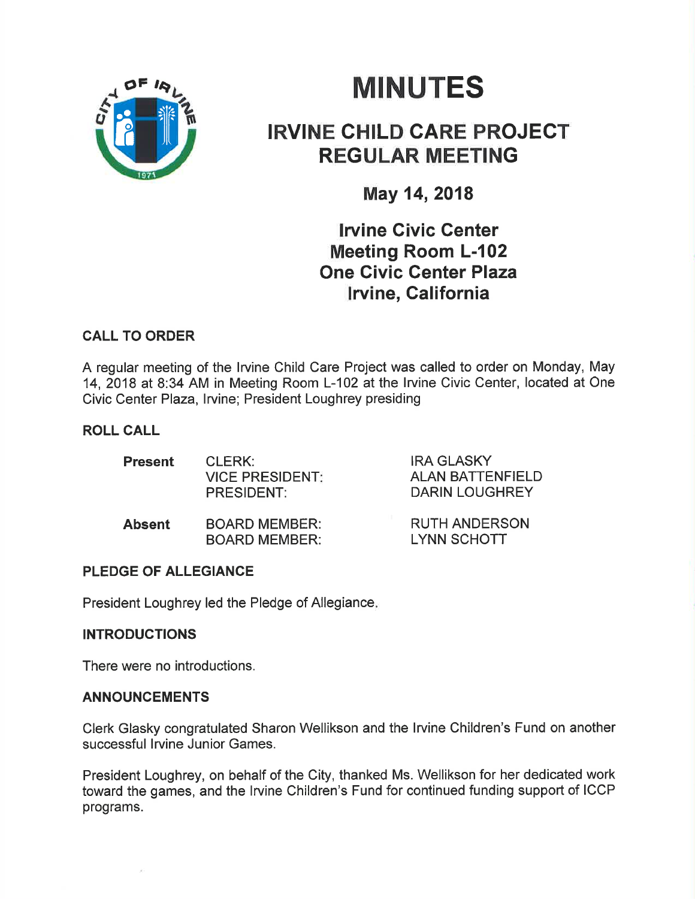# MINUTES

## IRVINE CHILD CARE PROJECT REGULAR MEETING

### May 14, 2018

### Irvine Civic Center Meeting Room L-102 One Civic Center Plaza Irvine, California

**CALL TO ORDER**

A regular meeting of the Irvine Child Care Project was called to order on Monday, May 14, 2018 at 8:34 AM in Meeting Room L-102 at the Irvine Civic Center, located at One Civic Center Plaza, Irvine; President Loughrey presiding

**ROLL CALL**

| | | |
|---|---|---|
| **Present** | CLERK: | IRA GLASKY |
| | VICE PRESIDENT: | ALAN BATTENFIELD |
| | PRESIDENT: | DARIN LOUGHREY |
| **Absent** | BOARD MEMBER: | RUTH ANDERSON |
| | BOARD MEMBER: | LYNN SCHOTT |

**PLEDGE OF ALLEGIANCE**

President Loughrey led the Pledge of Allegiance.

**INTRODUCTIONS**

There were no introductions.

**ANNOUNCEMENTS**

Clerk Glasky congratulated Sharon Wellikson and the Irvine Children's Fund on another successful Irvine Junior Games.

President Loughrey, on behalf of the City, thanked Ms. Wellikson for her dedicated work toward the games, and the Irvine Children's Fund for continued funding support of ICCP programs.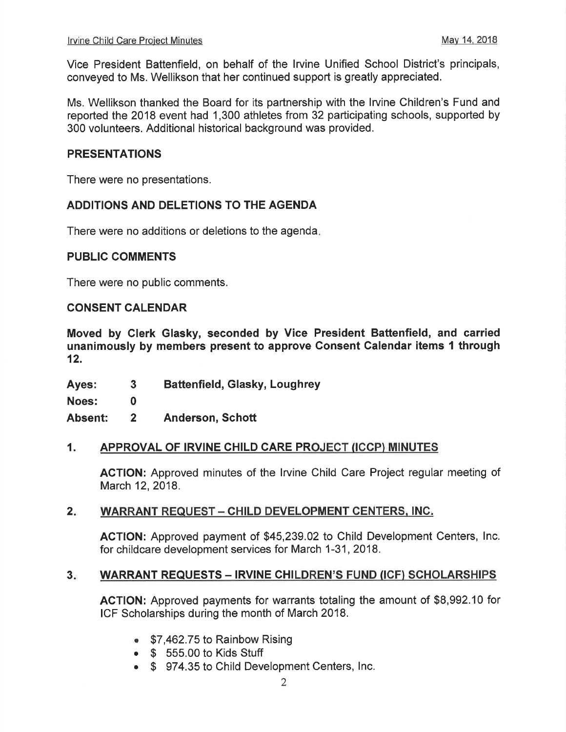Vice President Battenfield, on behalf of the Irvine Unified School District's principals, conveyed to Ms. Wellikson that her continued support is greatly appreciated.

Ms. Wellikson thanked the Board for its partnership with the Irvine Children's Fund and reported the 2018 event had 1,300 athletes from 32 participating schools, supported by 300 volunteers. Additional historical background was provided.

## PRESENTATIONS

There were no presentations.

## ADDITIONS AND DELETIONS TO THE AGENDA

There were no additions or deletions to the agenda.

## PUBLIC COMMENTS

There were no public comments.

## CONSENT CALENDAR

**Moved by Clerk Glasky, seconded by Vice President Battenfield, and carried unanimously by members present to approve Consent Calendar items 1 through 12.**

| | | |
|---|---|---|
| **Ayes:** | **3** | **Battenfield, Glasky, Loughrey** |
| **Noes:** | **0** | |
| **Absent:** | **2** | **Anderson, Schott** |

### 1. APPROVAL OF IRVINE CHILD CARE PROJECT (ICCP) MINUTES

**ACTION:** Approved minutes of the Irvine Child Care Project regular meeting of March 12, 2018.

### 2. WARRANT REQUEST – CHILD DEVELOPMENT CENTERS, INC.

**ACTION:** Approved payment of $45,239.02 to Child Development Centers, Inc. for childcare development services for March 1-31, 2018.

### 3. WARRANT REQUESTS – IRVINE CHILDREN'S FUND (ICF) SCHOLARSHIPS

**ACTION:** Approved payments for warrants totaling the amount of $8,992.10 for ICF Scholarships during the month of March 2018.

- $7,462.75 to Rainbow Rising
- $ 555.00 to Kids Stuff
- $ 974.35 to Child Development Centers, Inc.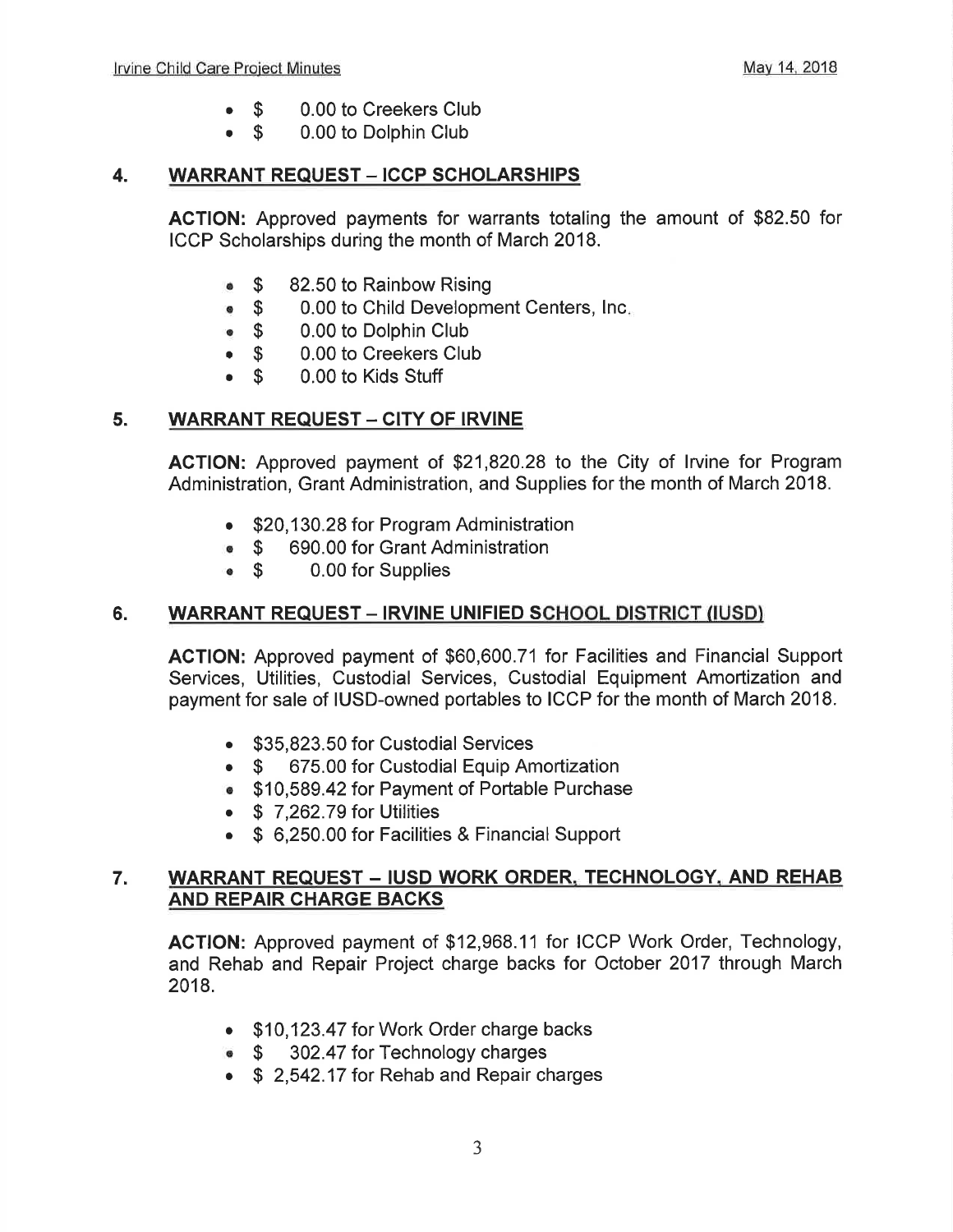- $ 0.00 to Creekers Club
- $ 0.00 to Dolphin Club

## 4. WARRANT REQUEST – ICCP SCHOLARSHIPS

**ACTION:** Approved payments for warrants totaling the amount of $82.50 for ICCP Scholarships during the month of March 2018.

- $ 82.50 to Rainbow Rising
- $ 0.00 to Child Development Centers, Inc.
- $ 0.00 to Dolphin Club
- $ 0.00 to Creekers Club
- $ 0.00 to Kids Stuff

## 5. WARRANT REQUEST – CITY OF IRVINE

**ACTION:** Approved payment of $21,820.28 to the City of Irvine for Program Administration, Grant Administration, and Supplies for the month of March 2018.

- $20,130.28 for Program Administration
- $ 690.00 for Grant Administration
- $ 0.00 for Supplies

## 6. WARRANT REQUEST – IRVINE UNIFIED SCHOOL DISTRICT (IUSD)

**ACTION:** Approved payment of $60,600.71 for Facilities and Financial Support Services, Utilities, Custodial Services, Custodial Equipment Amortization and payment for sale of IUSD-owned portables to ICCP for the month of March 2018.

- $35,823.50 for Custodial Services
- $ 675.00 for Custodial Equip Amortization
- $10,589.42 for Payment of Portable Purchase
- $ 7,262.79 for Utilities
- $ 6,250.00 for Facilities & Financial Support

## 7. WARRANT REQUEST – IUSD WORK ORDER, TECHNOLOGY, AND REHAB AND REPAIR CHARGE BACKS

**ACTION:** Approved payment of $12,968.11 for ICCP Work Order, Technology, and Rehab and Repair Project charge backs for October 2017 through March 2018.

- $10,123.47 for Work Order charge backs
- $ 302.47 for Technology charges
- $ 2,542.17 for Rehab and Repair charges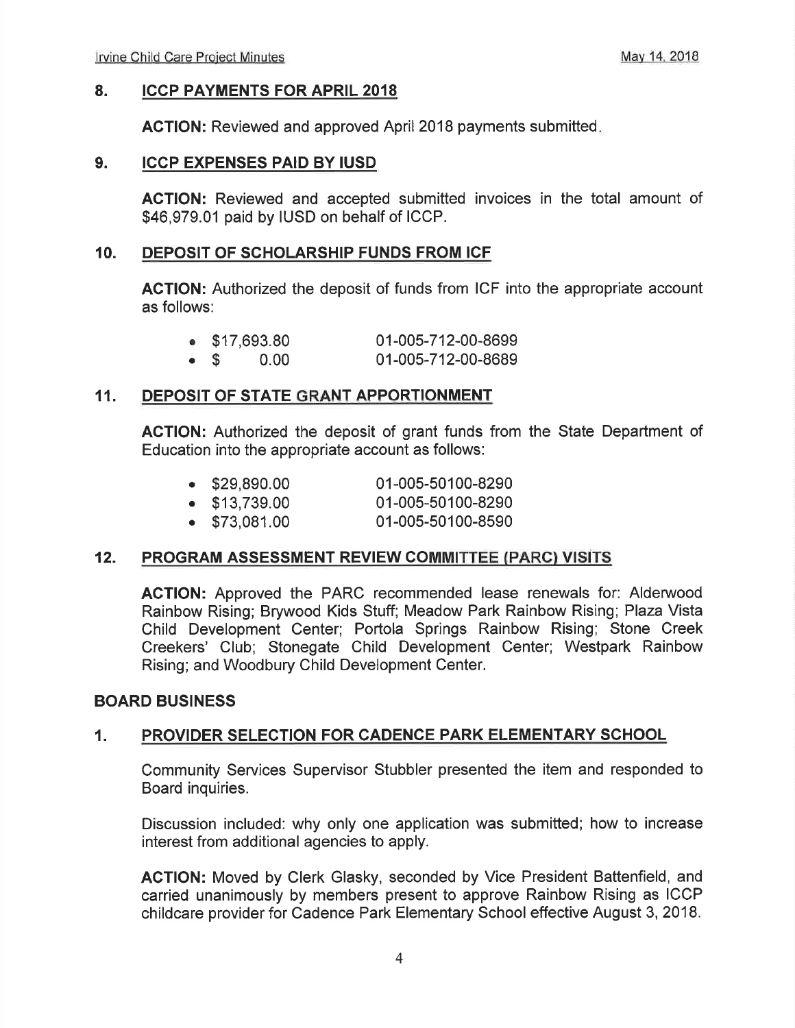## 8. ICCP PAYMENTS FOR APRIL 2018

**ACTION:** Reviewed and approved April 2018 payments submitted.

## 9. ICCP EXPENSES PAID BY IUSD

**ACTION:** Reviewed and accepted submitted invoices in the total amount of $46,979.01 paid by IUSD on behalf of ICCP.

## 10. DEPOSIT OF SCHOLARSHIP FUNDS FROM ICF

**ACTION:** Authorized the deposit of funds from ICF into the appropriate account as follows:

- $17,693.80 — 01-005-712-00-8699
- $ 0.00 — 01-005-712-00-8689

## 11. DEPOSIT OF STATE GRANT APPORTIONMENT

**ACTION:** Authorized the deposit of grant funds from the State Department of Education into the appropriate account as follows:

- $29,890.00 — 01-005-50100-8290
- $13,739.00 — 01-005-50100-8290
- $73,081.00 — 01-005-50100-8590

## 12. PROGRAM ASSESSMENT REVIEW COMMITTEE (PARC) VISITS

**ACTION:** Approved the PARC recommended lease renewals for: Alderwood Rainbow Rising; Brywood Kids Stuff; Meadow Park Rainbow Rising; Plaza Vista Child Development Center; Portola Springs Rainbow Rising; Stone Creek Creekers' Club; Stonegate Child Development Center; Westpark Rainbow Rising; and Woodbury Child Development Center.

# BOARD BUSINESS

## 1. PROVIDER SELECTION FOR CADENCE PARK ELEMENTARY SCHOOL

Community Services Supervisor Stubbler presented the item and responded to Board inquiries.

Discussion included: why only one application was submitted; how to increase interest from additional agencies to apply.

**ACTION:** Moved by Clerk Glasky, seconded by Vice President Battenfield, and carried unanimously by members present to approve Rainbow Rising as ICCP childcare provider for Cadence Park Elementary School effective August 3, 2018.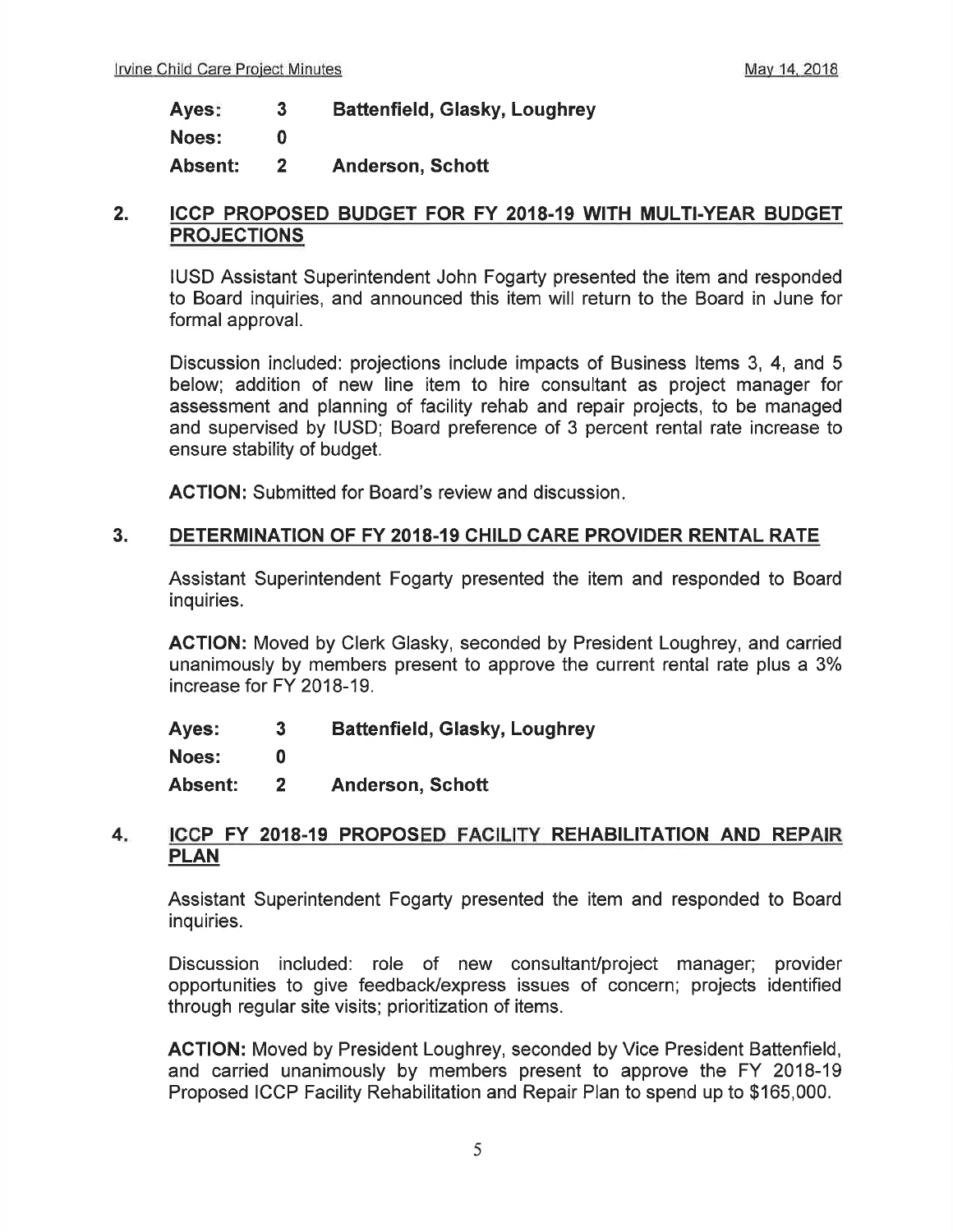**Ayes: 3 Battenfield, Glasky, Loughrey**

**Noes: 0**

**Absent: 2 Anderson, Schott**

## 2. ICCP PROPOSED BUDGET FOR FY 2018-19 WITH MULTI-YEAR BUDGET PROJECTIONS

IUSD Assistant Superintendent John Fogarty presented the item and responded to Board inquiries, and announced this item will return to the Board in June for formal approval.

Discussion included: projections include impacts of Business Items 3, 4, and 5 below; addition of new line item to hire consultant as project manager for assessment and planning of facility rehab and repair projects, to be managed and supervised by IUSD; Board preference of 3 percent rental rate increase to ensure stability of budget.

**ACTION:** Submitted for Board's review and discussion.

## 3. DETERMINATION OF FY 2018-19 CHILD CARE PROVIDER RENTAL RATE

Assistant Superintendent Fogarty presented the item and responded to Board inquiries.

**ACTION:** Moved by Clerk Glasky, seconded by President Loughrey, and carried unanimously by members present to approve the current rental rate plus a 3% increase for FY 2018-19.

**Ayes: 3 Battenfield, Glasky, Loughrey**

**Noes: 0**

**Absent: 2 Anderson, Schott**

## 4. ICCP FY 2018-19 PROPOSED FACILITY REHABILITATION AND REPAIR PLAN

Assistant Superintendent Fogarty presented the item and responded to Board inquiries.

Discussion included: role of new consultant/project manager; provider opportunities to give feedback/express issues of concern; projects identified through regular site visits; prioritization of items.

**ACTION:** Moved by President Loughrey, seconded by Vice President Battenfield, and carried unanimously by members present to approve the FY 2018-19 Proposed ICCP Facility Rehabilitation and Repair Plan to spend up to $165,000.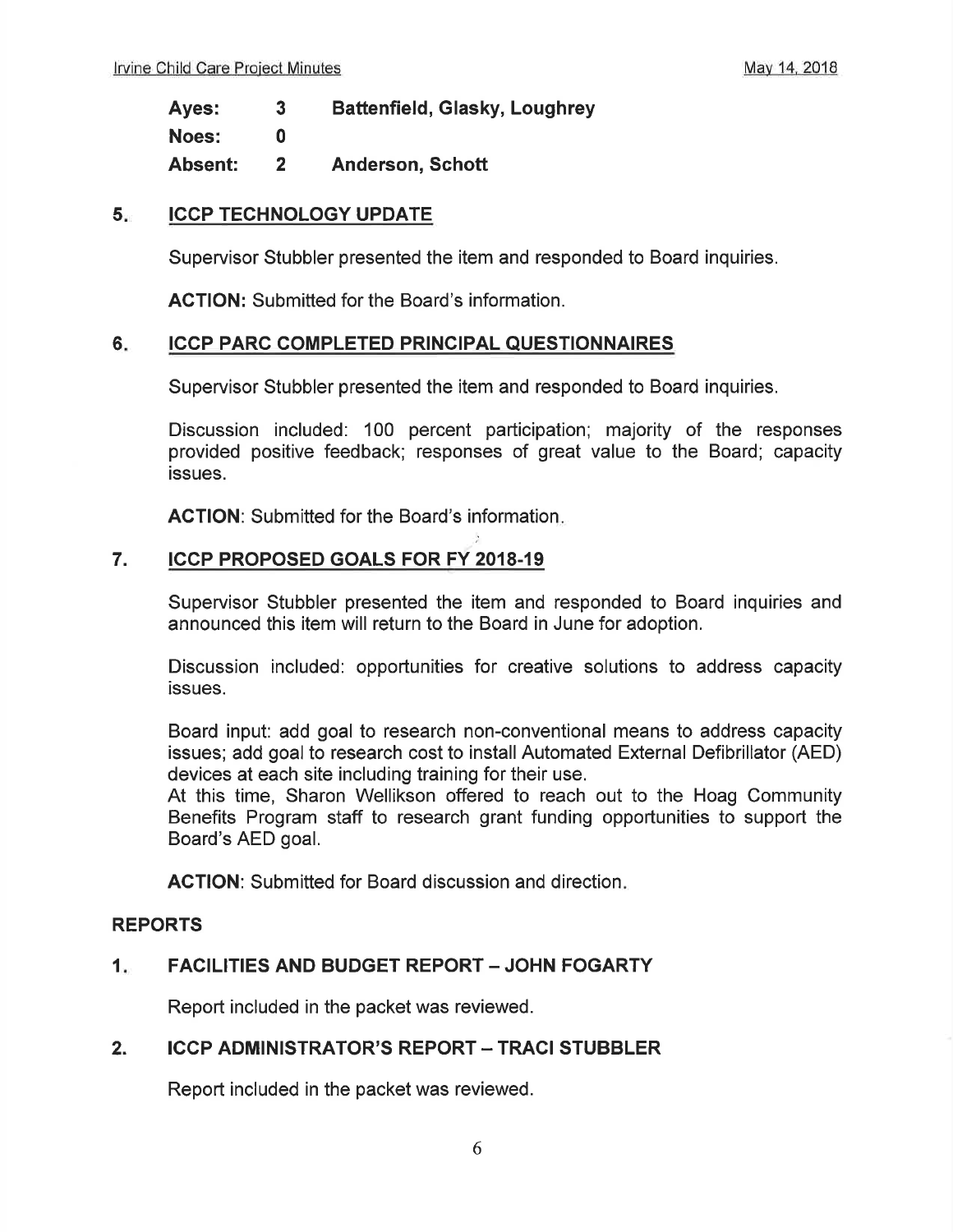| | | |
|---|---|---|
| **Ayes:** | **3** | **Battenfield, Glasky, Loughrey** |
| **Noes:** | **0** | |
| **Absent:** | **2** | **Anderson, Schott** |

## 5. ICCP TECHNOLOGY UPDATE

Supervisor Stubbler presented the item and responded to Board inquiries.

**ACTION:** Submitted for the Board's information.

## 6. ICCP PARC COMPLETED PRINCIPAL QUESTIONNAIRES

Supervisor Stubbler presented the item and responded to Board inquiries.

Discussion included: 100 percent participation; majority of the responses provided positive feedback; responses of great value to the Board; capacity issues.

**ACTION**: Submitted for the Board's information.

## 7. ICCP PROPOSED GOALS FOR FY 2018-19

Supervisor Stubbler presented the item and responded to Board inquiries and announced this item will return to the Board in June for adoption.

Discussion included: opportunities for creative solutions to address capacity issues.

Board input: add goal to research non-conventional means to address capacity issues; add goal to research cost to install Automated External Defibrillator (AED) devices at each site including training for their use.

At this time, Sharon Wellikson offered to reach out to the Hoag Community Benefits Program staff to research grant funding opportunities to support the Board's AED goal.

**ACTION**: Submitted for Board discussion and direction.

## REPORTS

## 1. FACILITIES AND BUDGET REPORT – JOHN FOGARTY

Report included in the packet was reviewed.

## 2. ICCP ADMINISTRATOR'S REPORT – TRACI STUBBLER

Report included in the packet was reviewed.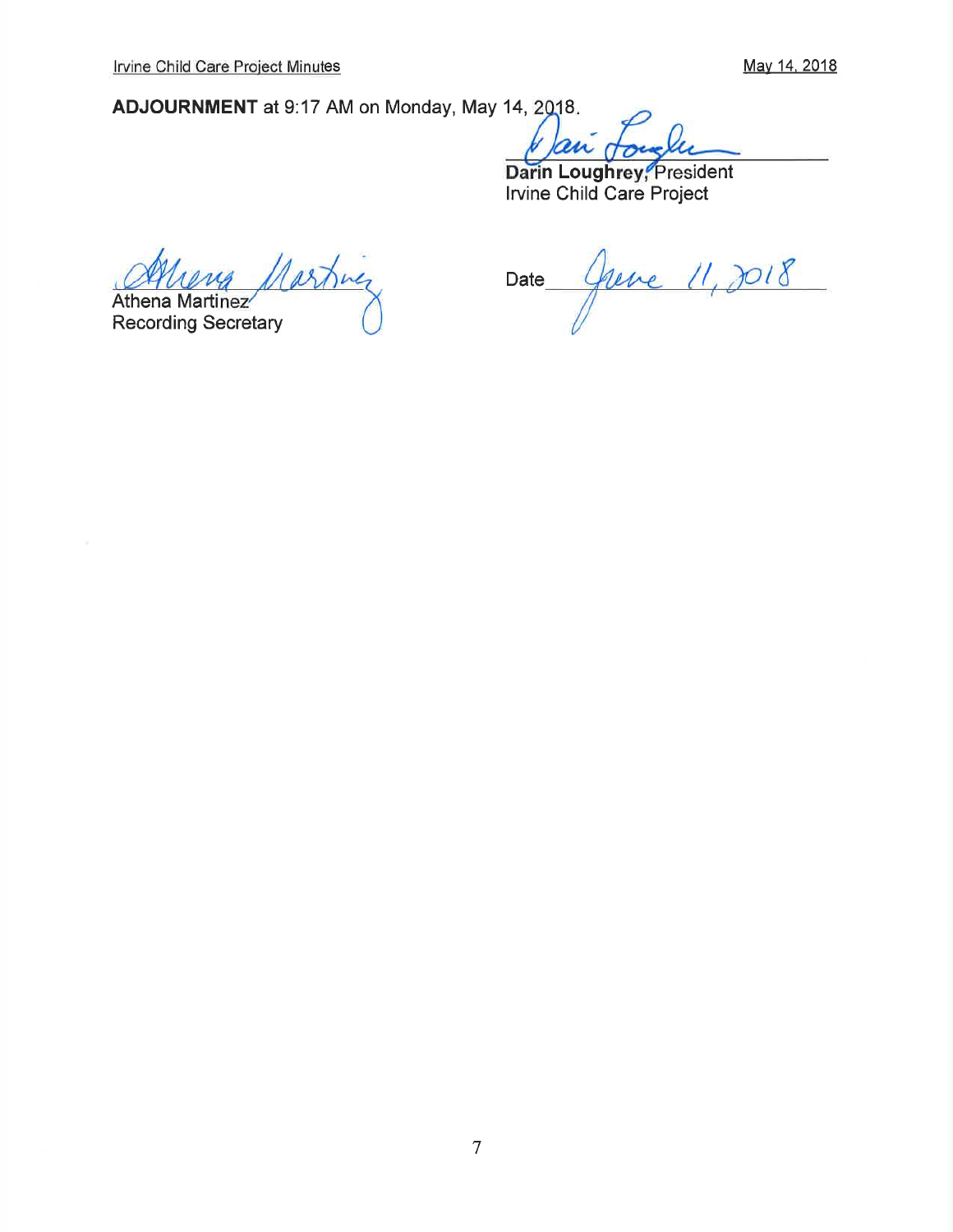**ADJOURNMENT** at 9:17 AM on Monday, May 14, 2018.

**Darin Loughrey**, President
Irvine Child Care Project

Athena Martinez
Recording Secretary

Date June 11, 2018